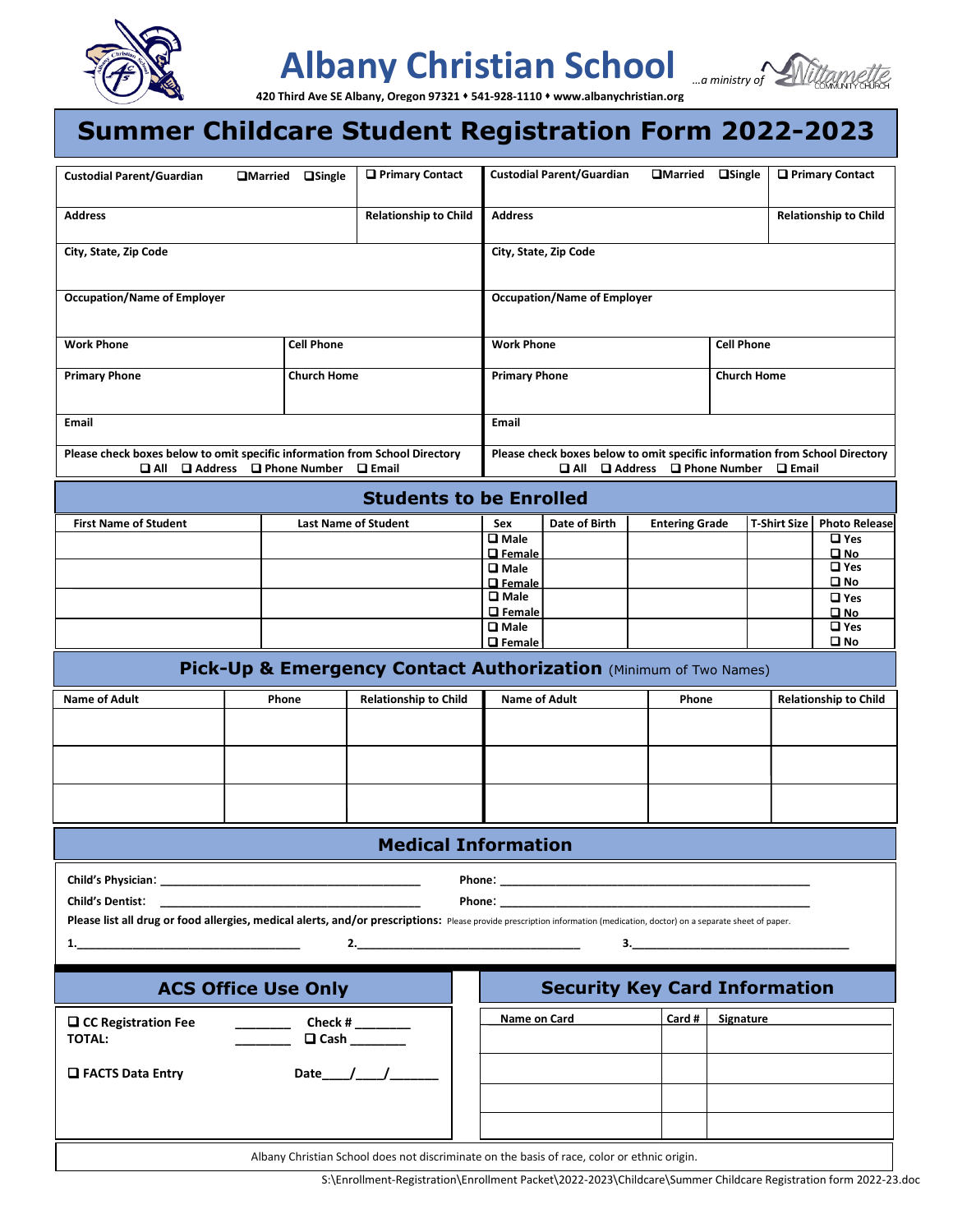# Albany Christian School

420 Third Ave SE Albany, Oregon 97321 ♦ 541-928-1110 ♦ www.albanychristian.org

*...a ministry of Willamette Community Church*

## Summer Childcare Student Registration Form 2022-2023

| Custodial Parent/Guardian ❑Married ❑Single | ❑ Primary Contact | Custodial Parent/Guardian ❑Married ❑Single | ❑ Primary Contact |
|---|---|---|---|
| Address | Relationship to Child | Address | Relationship to Child |
| City, State, Zip Code | | City, State, Zip Code | |
| Occupation/Name of Employer | | Occupation/Name of Employer | |
| Work Phone | Cell Phone | Work Phone | Cell Phone |
| Primary Phone | Church Home | Primary Phone | Church Home |
| Email | | Email | |
| Please check boxes below to omit specific information from School Directory ❑ All ❑ Address ❑ Phone Number ❑ Email | | Please check boxes below to omit specific information from School Directory ❑ All ❑ Address ❑ Phone Number ❑ Email | |

## Students to be Enrolled

| First Name of Student | Last Name of Student | Sex | Date of Birth | Entering Grade | T-Shirt Size | Photo Release |
|---|---|---|---|---|---|---|
| | | ❑ Male ❑ Female | | | | ❑ Yes ❑ No |
| | | ❑ Male ❑ Female | | | | ❑ Yes ❑ No |
| | | ❑ Male ❑ Female | | | | ❑ Yes ❑ No |
| | | ❑ Male ❑ Female | | | | ❑ Yes ❑ No |

## Pick-Up & Emergency Contact Authorization (Minimum of Two Names)

| Name of Adult | Phone | Relationship to Child | Name of Adult | Phone | Relationship to Child |
|---|---|---|---|---|---|
| | | | | | |
| | | | | | |
| | | | | | |

## Medical Information

**Child's Physician:** ______________________________ **Phone:** ______________________________

**Child's Dentist:** ______________________________ **Phone:** ______________________________

**Please list all drug or food allergies, medical alerts, and/or prescriptions:** Please provide prescription information (medication, doctor) on a separate sheet of paper.

**1.**______________________ **2.**______________________ **3.**______________________

## ACS Office Use Only

❑ **CC Registration Fee** ________ **Check #** ________
**TOTAL:** ________ ❑ **Cash** ________

❑ **FACTS Data Entry** **Date**____/____/_______

## Security Key Card Information

| Name on Card | Card # | Signature |
|---|---|---|
| | | |
| | | |
| | | |
| | | |

Albany Christian School does not discriminate on the basis of race, color or ethnic origin.

S:\Enrollment-Registration\Enrollment Packet\2022-2023\Childcare\Summer Childcare Registration form 2022-23.doc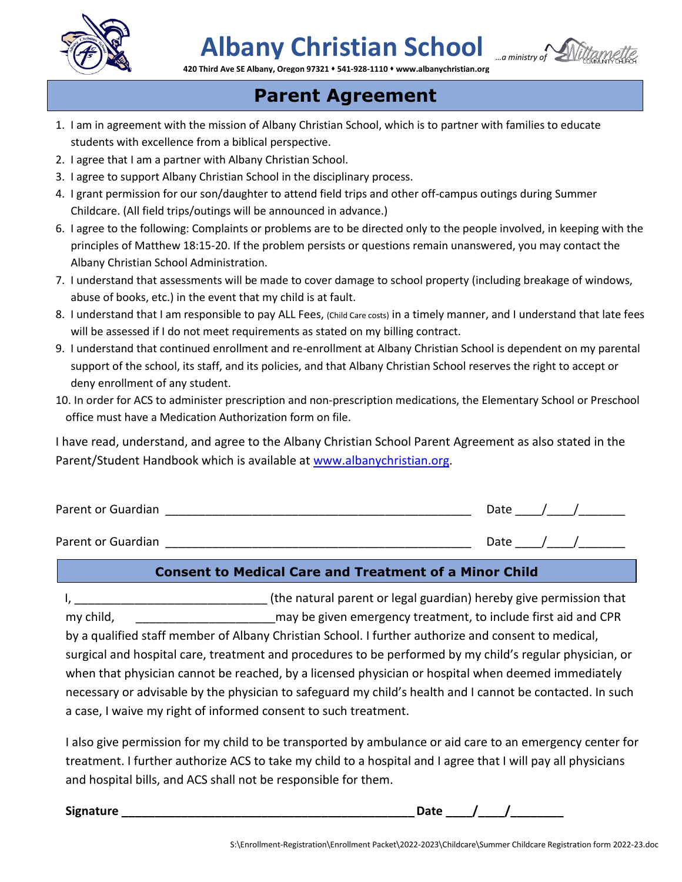# Albany Christian School

**420 Third Ave SE Albany, Oregon 97321 ♦ 541-928-1110 ♦ www.albanychristian.org**

*…a ministry of* Willamette Community Church

## Parent Agreement

1. I am in agreement with the mission of Albany Christian School, which is to partner with families to educate students with excellence from a biblical perspective.
2. I agree that I am a partner with Albany Christian School.
3. I agree to support Albany Christian School in the disciplinary process.
4. I grant permission for our son/daughter to attend field trips and other off-campus outings during Summer Childcare. (All field trips/outings will be announced in advance.)
6. I agree to the following: Complaints or problems are to be directed only to the people involved, in keeping with the principles of Matthew 18:15-20. If the problem persists or questions remain unanswered, you may contact the Albany Christian School Administration.
7. I understand that assessments will be made to cover damage to school property (including breakage of windows, abuse of books, etc.) in the event that my child is at fault.
8. I understand that I am responsible to pay ALL Fees, (Child Care costs) in a timely manner, and I understand that late fees will be assessed if I do not meet requirements as stated on my billing contract.
9. I understand that continued enrollment and re-enrollment at Albany Christian School is dependent on my parental support of the school, its staff, and its policies, and that Albany Christian School reserves the right to accept or deny enrollment of any student.
10. In order for ACS to administer prescription and non-prescription medications, the Elementary School or Preschool office must have a Medication Authorization form on file.

I have read, understand, and agree to the Albany Christian School Parent Agreement as also stated in the Parent/Student Handbook which is available at www.albanychristian.org.

Parent or Guardian ______________________________________________ Date ____/____/_______

Parent or Guardian ______________________________________________ Date ____/____/_______

## Consent to Medical Care and Treatment of a Minor Child

I, ____________________________ (the natural parent or legal guardian) hereby give permission that my child, _____________________ may be given emergency treatment, to include first aid and CPR by a qualified staff member of Albany Christian School. I further authorize and consent to medical, surgical and hospital care, treatment and procedures to be performed by my child's regular physician, or when that physician cannot be reached, by a licensed physician or hospital when deemed immediately necessary or advisable by the physician to safeguard my child's health and I cannot be contacted. In such a case, I waive my right of informed consent to such treatment.

I also give permission for my child to be transported by ambulance or aid care to an emergency center for treatment. I further authorize ACS to take my child to a hospital and I agree that I will pay all physicians and hospital bills, and ACS shall not be responsible for them.

**Signature ____________________________________________ Date ____/____/________**

S:\Enrollment-Registration\Enrollment Packet\2022-2023\Childcare\Summer Childcare Registration form 2022-23.doc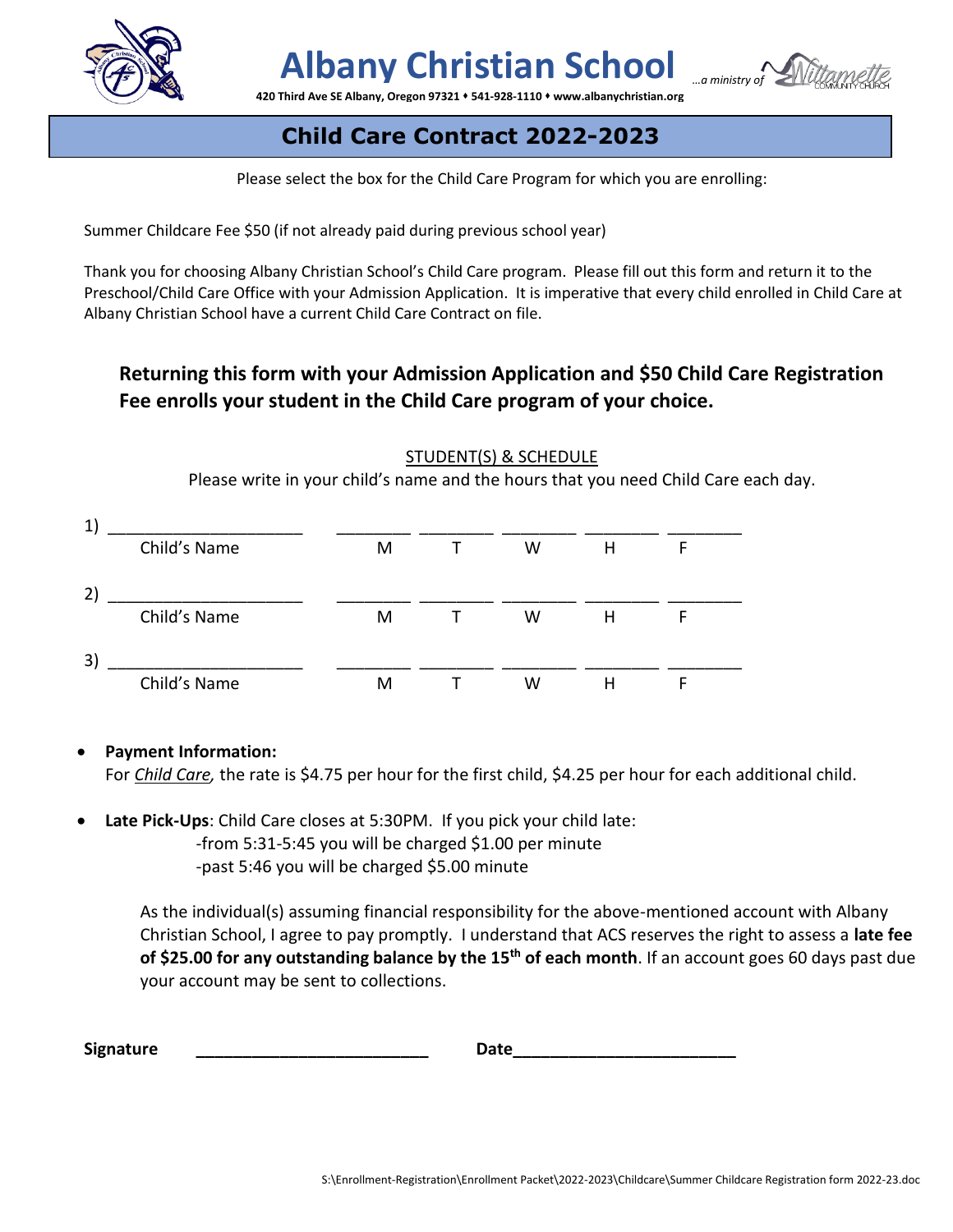# Albany Christian School

420 Third Ave SE Albany, Oregon 97321 • 541-928-1110 • www.albanychristian.org

*...a ministry of* Willamette Community Church

## Child Care Contract 2022-2023

Please select the box for the Child Care Program for which you are enrolling:

Summer Childcare Fee $50 (if not already paid during previous school year)

Thank you for choosing Albany Christian School's Child Care program. Please fill out this form and return it to the Preschool/Child Care Office with your Admission Application. It is imperative that every child enrolled in Child Care at Albany Christian School have a current Child Care Contract on file.

**Returning this form with your Admission Application and $50 Child Care Registration Fee enrolls your student in the Child Care program of your choice.**

STUDENT(S) & SCHEDULE

Please write in your child's name and the hours that you need Child Care each day.

| | | | | | | |
|---|---|---|---|---|---|---|
| 1) | ____________________ Child's Name | ________ M | ________ T | ________ W | ________ H | ________ F |
| 2) | ____________________ Child's Name | ________ M | ________ T | ________ W | ________ H | ________ F |
| 3) | ____________________ Child's Name | ________ M | ________ T | ________ W | ________ H | ________ F |

- **Payment Information:**
  For *Child Care,* the rate is $4.75 per hour for the first child, $4.25 per hour for each additional child.

- **Late Pick-Ups**: Child Care closes at 5:30PM. If you pick your child late:
  - -from 5:31-5:45 you will be charged $1.00 per minute
  - -past 5:46 you will be charged $5.00 minute

  As the individual(s) assuming financial responsibility for the above-mentioned account with Albany Christian School, I agree to pay promptly. I understand that ACS reserves the right to assess a **late fee of $25.00 for any outstanding balance by the 15th of each month**. If an account goes 60 days past due your account may be sent to collections.

**Signature** ________________________ **Date**________________________

S:\Enrollment-Registration\Enrollment Packet\2022-2023\Childcare\Summer Childcare Registration form 2022-23.doc